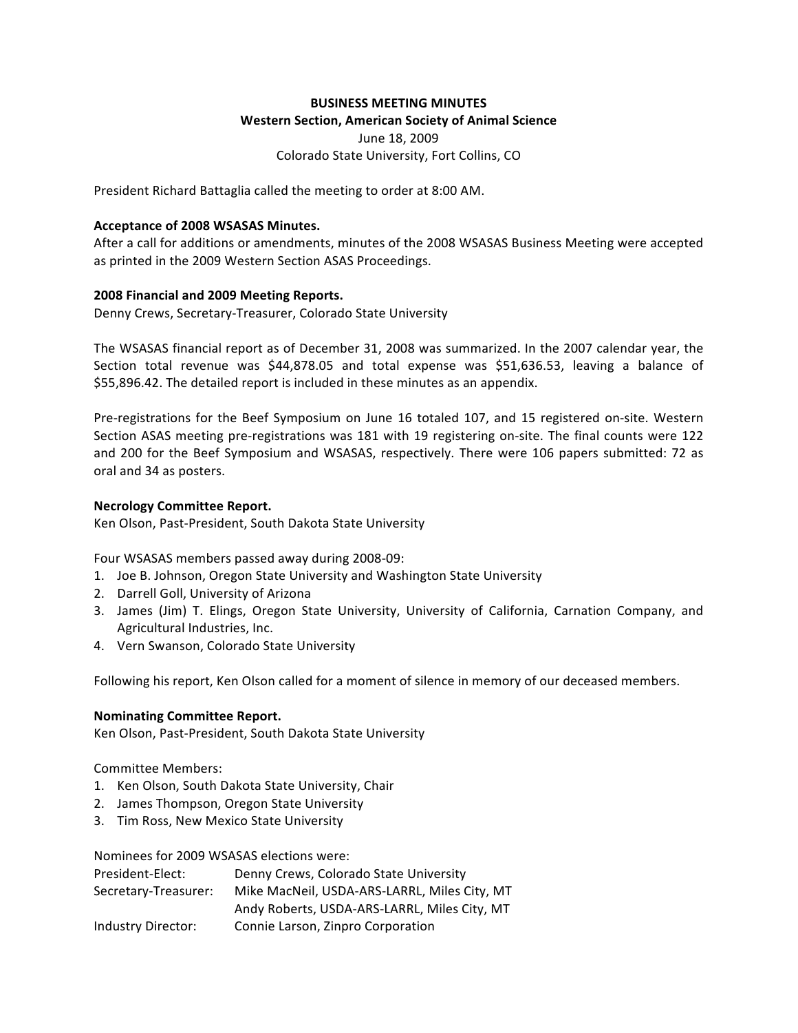**BUSINESS MEETING MINUTES**
**Western Section, American Society of Animal Science**
June 18, 2009
Colorado State University, Fort Collins, CO

President Richard Battaglia called the meeting to order at 8:00 AM.

**Acceptance of 2008 WSASAS Minutes.**
After a call for additions or amendments, minutes of the 2008 WSASAS Business Meeting were accepted as printed in the 2009 Western Section ASAS Proceedings.

**2008 Financial and 2009 Meeting Reports.**
Denny Crews, Secretary-Treasurer, Colorado State University

The WSASAS financial report as of December 31, 2008 was summarized. In the 2007 calendar year, the Section total revenue was $44,878.05 and total expense was $51,636.53, leaving a balance of $55,896.42. The detailed report is included in these minutes as an appendix.

Pre-registrations for the Beef Symposium on June 16 totaled 107, and 15 registered on-site. Western Section ASAS meeting pre-registrations was 181 with 19 registering on-site. The final counts were 122 and 200 for the Beef Symposium and WSASAS, respectively. There were 106 papers submitted: 72 as oral and 34 as posters.

**Necrology Committee Report.**
Ken Olson, Past-President, South Dakota State University

Four WSASAS members passed away during 2008-09:

1. Joe B. Johnson, Oregon State University and Washington State University
2. Darrell Goll, University of Arizona
3. James (Jim) T. Elings, Oregon State University, University of California, Carnation Company, and Agricultural Industries, Inc.
4. Vern Swanson, Colorado State University

Following his report, Ken Olson called for a moment of silence in memory of our deceased members.

**Nominating Committee Report.**
Ken Olson, Past-President, South Dakota State University

Committee Members:

1. Ken Olson, South Dakota State University, Chair
2. James Thompson, Oregon State University
3. Tim Ross, New Mexico State University

Nominees for 2009 WSASAS elections were:

| | |
|---|---|
| President-Elect: | Denny Crews, Colorado State University |
| Secretary-Treasurer: | Mike MacNeil, USDA-ARS-LARRL, Miles City, MT |
| | Andy Roberts, USDA-ARS-LARRL, Miles City, MT |
| Industry Director: | Connie Larson, Zinpro Corporation |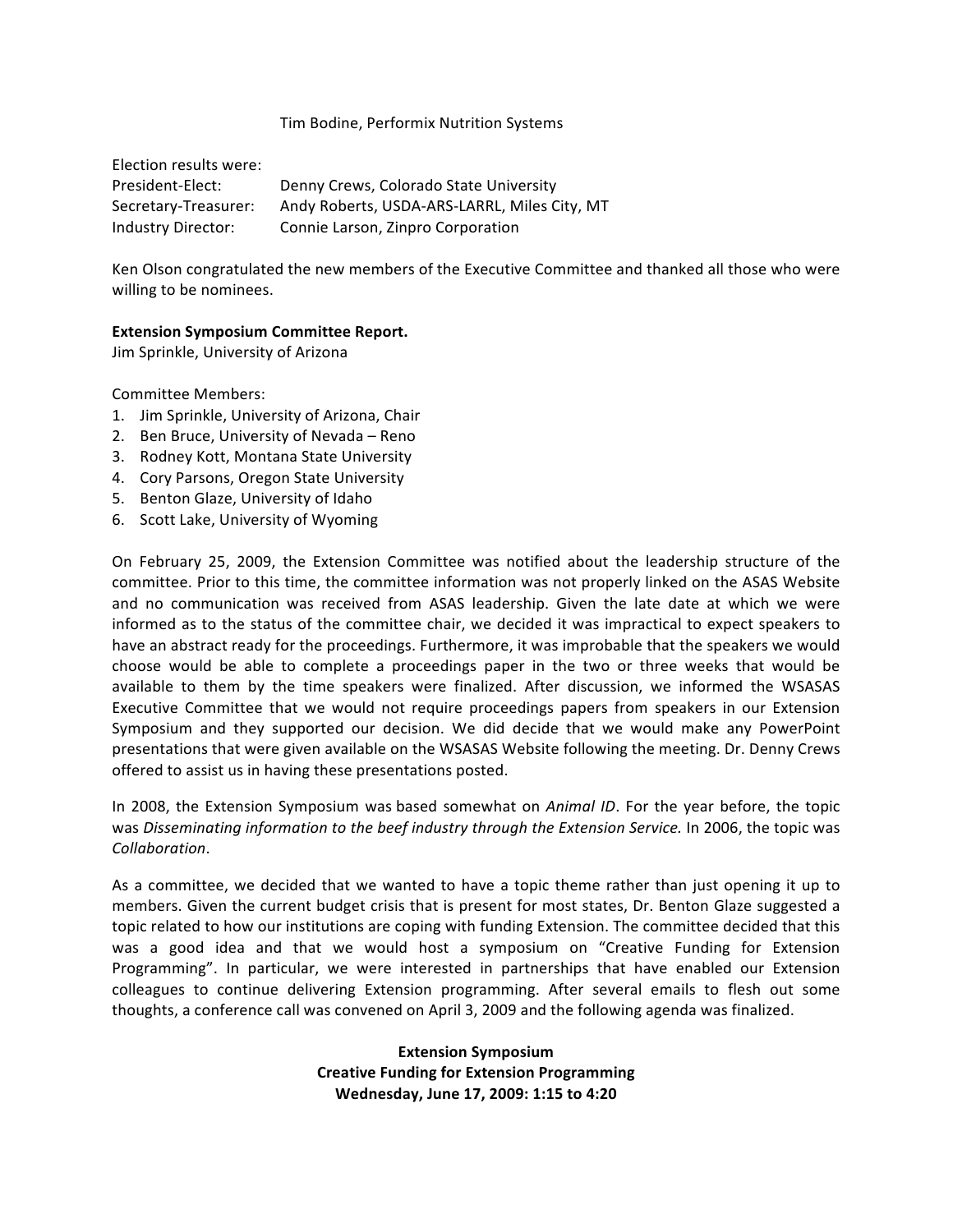Tim Bodine, Performix Nutrition Systems

Election results were:

| | |
|---|---|
| President-Elect: | Denny Crews, Colorado State University |
| Secretary-Treasurer: | Andy Roberts, USDA-ARS-LARRL, Miles City, MT |
| Industry Director: | Connie Larson, Zinpro Corporation |

Ken Olson congratulated the new members of the Executive Committee and thanked all those who were willing to be nominees.

**Extension Symposium Committee Report.**
Jim Sprinkle, University of Arizona

Committee Members:

1. Jim Sprinkle, University of Arizona, Chair
2. Ben Bruce, University of Nevada – Reno
3. Rodney Kott, Montana State University
4. Cory Parsons, Oregon State University
5. Benton Glaze, University of Idaho
6. Scott Lake, University of Wyoming

On February 25, 2009, the Extension Committee was notified about the leadership structure of the committee. Prior to this time, the committee information was not properly linked on the ASAS Website and no communication was received from ASAS leadership. Given the late date at which we were informed as to the status of the committee chair, we decided it was impractical to expect speakers to have an abstract ready for the proceedings. Furthermore, it was improbable that the speakers we would choose would be able to complete a proceedings paper in the two or three weeks that would be available to them by the time speakers were finalized. After discussion, we informed the WSASAS Executive Committee that we would not require proceedings papers from speakers in our Extension Symposium and they supported our decision. We did decide that we would make any PowerPoint presentations that were given available on the WSASAS Website following the meeting. Dr. Denny Crews offered to assist us in having these presentations posted.

In 2008, the Extension Symposium was based somewhat on *Animal ID*. For the year before, the topic was *Disseminating information to the beef industry through the Extension Service.* In 2006, the topic was *Collaboration*.

As a committee, we decided that we wanted to have a topic theme rather than just opening it up to members. Given the current budget crisis that is present for most states, Dr. Benton Glaze suggested a topic related to how our institutions are coping with funding Extension. The committee decided that this was a good idea and that we would host a symposium on "Creative Funding for Extension Programming". In particular, we were interested in partnerships that have enabled our Extension colleagues to continue delivering Extension programming. After several emails to flesh out some thoughts, a conference call was convened on April 3, 2009 and the following agenda was finalized.

**Extension Symposium**
**Creative Funding for Extension Programming**
**Wednesday, June 17, 2009: 1:15 to 4:20**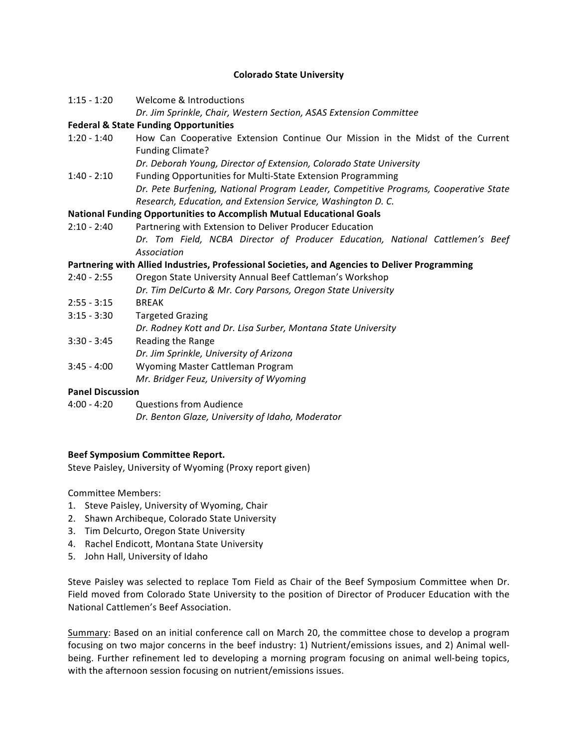**Colorado State University**

1:15 - 1:20 Welcome & Introductions
*Dr. Jim Sprinkle, Chair, Western Section, ASAS Extension Committee*

**Federal & State Funding Opportunities**

1:20 - 1:40 How Can Cooperative Extension Continue Our Mission in the Midst of the Current Funding Climate?
*Dr. Deborah Young, Director of Extension, Colorado State University*

1:40 - 2:10 Funding Opportunities for Multi-State Extension Programming
*Dr. Pete Burfening, National Program Leader, Competitive Programs, Cooperative State Research, Education, and Extension Service, Washington D. C.*

**National Funding Opportunities to Accomplish Mutual Educational Goals**

2:10 - 2:40 Partnering with Extension to Deliver Producer Education
*Dr. Tom Field, NCBA Director of Producer Education, National Cattlemen's Beef Association*

**Partnering with Allied Industries, Professional Societies, and Agencies to Deliver Programming**

2:40 - 2:55 Oregon State University Annual Beef Cattleman's Workshop
*Dr. Tim DelCurto & Mr. Cory Parsons, Oregon State University*

2:55 - 3:15 BREAK

3:15 - 3:30 Targeted Grazing
*Dr. Rodney Kott and Dr. Lisa Surber, Montana State University*

3:30 - 3:45 Reading the Range
*Dr. Jim Sprinkle, University of Arizona*

3:45 - 4:00 Wyoming Master Cattleman Program
*Mr. Bridger Feuz, University of Wyoming*

**Panel Discussion**

4:00 - 4:20 Questions from Audience
*Dr. Benton Glaze, University of Idaho, Moderator*

**Beef Symposium Committee Report.**

Steve Paisley, University of Wyoming (Proxy report given)

Committee Members:

1. Steve Paisley, University of Wyoming, Chair
2. Shawn Archibeque, Colorado State University
3. Tim Delcurto, Oregon State University
4. Rachel Endicott, Montana State University
5. John Hall, University of Idaho

Steve Paisley was selected to replace Tom Field as Chair of the Beef Symposium Committee when Dr. Field moved from Colorado State University to the position of Director of Producer Education with the National Cattlemen's Beef Association.

Summary: Based on an initial conference call on March 20, the committee chose to develop a program focusing on two major concerns in the beef industry: 1) Nutrient/emissions issues, and 2) Animal well-being. Further refinement led to developing a morning program focusing on animal well-being topics, with the afternoon session focusing on nutrient/emissions issues.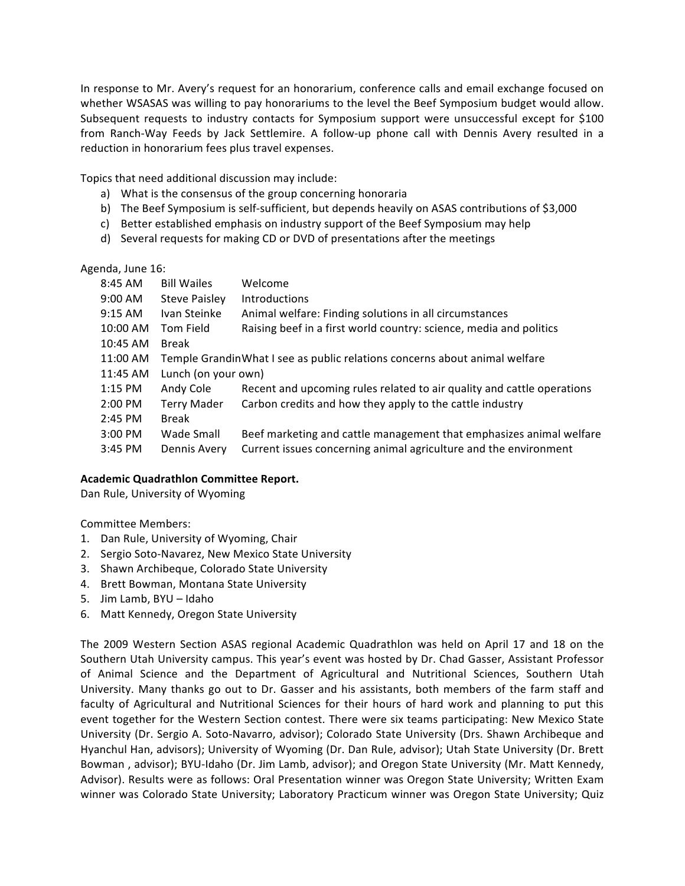In response to Mr. Avery's request for an honorarium, conference calls and email exchange focused on whether WSASAS was willing to pay honorariums to the level the Beef Symposium budget would allow. Subsequent requests to industry contacts for Symposium support were unsuccessful except for $100 from Ranch-Way Feeds by Jack Settlemire. A follow-up phone call with Dennis Avery resulted in a reduction in honorarium fees plus travel expenses.

Topics that need additional discussion may include:

a) What is the consensus of the group concerning honoraria
b) The Beef Symposium is self-sufficient, but depends heavily on ASAS contributions of $3,000
c) Better established emphasis on industry support of the Beef Symposium may help
d) Several requests for making CD or DVD of presentations after the meetings

Agenda, June 16:

| Time | Speaker | Topic |
|---|---|---|
| 8:45 AM | Bill Wailes | Welcome |
| 9:00 AM | Steve Paisley | Introductions |
| 9:15 AM | Ivan Steinke | Animal welfare: Finding solutions in all circumstances |
| 10:00 AM | Tom Field | Raising beef in a first world country: science, media and politics |
| 10:45 AM | Break | |
| 11:00 AM | Temple Grandin | What I see as public relations concerns about animal welfare |
| 11:45 AM | Lunch (on your own) | |
| 1:15 PM | Andy Cole | Recent and upcoming rules related to air quality and cattle operations |
| 2:00 PM | Terry Mader | Carbon credits and how they apply to the cattle industry |
| 2:45 PM | Break | |
| 3:00 PM | Wade Small | Beef marketing and cattle management that emphasizes animal welfare |
| 3:45 PM | Dennis Avery | Current issues concerning animal agriculture and the environment |

**Academic Quadrathlon Committee Report.**

Dan Rule, University of Wyoming

Committee Members:

1. Dan Rule, University of Wyoming, Chair
2. Sergio Soto-Navarez, New Mexico State University
3. Shawn Archibeque, Colorado State University
4. Brett Bowman, Montana State University
5. Jim Lamb, BYU – Idaho
6. Matt Kennedy, Oregon State University

The 2009 Western Section ASAS regional Academic Quadrathlon was held on April 17 and 18 on the Southern Utah University campus. This year's event was hosted by Dr. Chad Gasser, Assistant Professor of Animal Science and the Department of Agricultural and Nutritional Sciences, Southern Utah University. Many thanks go out to Dr. Gasser and his assistants, both members of the farm staff and faculty of Agricultural and Nutritional Sciences for their hours of hard work and planning to put this event together for the Western Section contest. There were six teams participating: New Mexico State University (Dr. Sergio A. Soto-Navarro, advisor); Colorado State University (Drs. Shawn Archibeque and Hyanchul Han, advisors); University of Wyoming (Dr. Dan Rule, advisor); Utah State University (Dr. Brett Bowman , advisor); BYU-Idaho (Dr. Jim Lamb, advisor); and Oregon State University (Mr. Matt Kennedy, Advisor). Results were as follows: Oral Presentation winner was Oregon State University; Written Exam winner was Colorado State University; Laboratory Practicum winner was Oregon State University; Quiz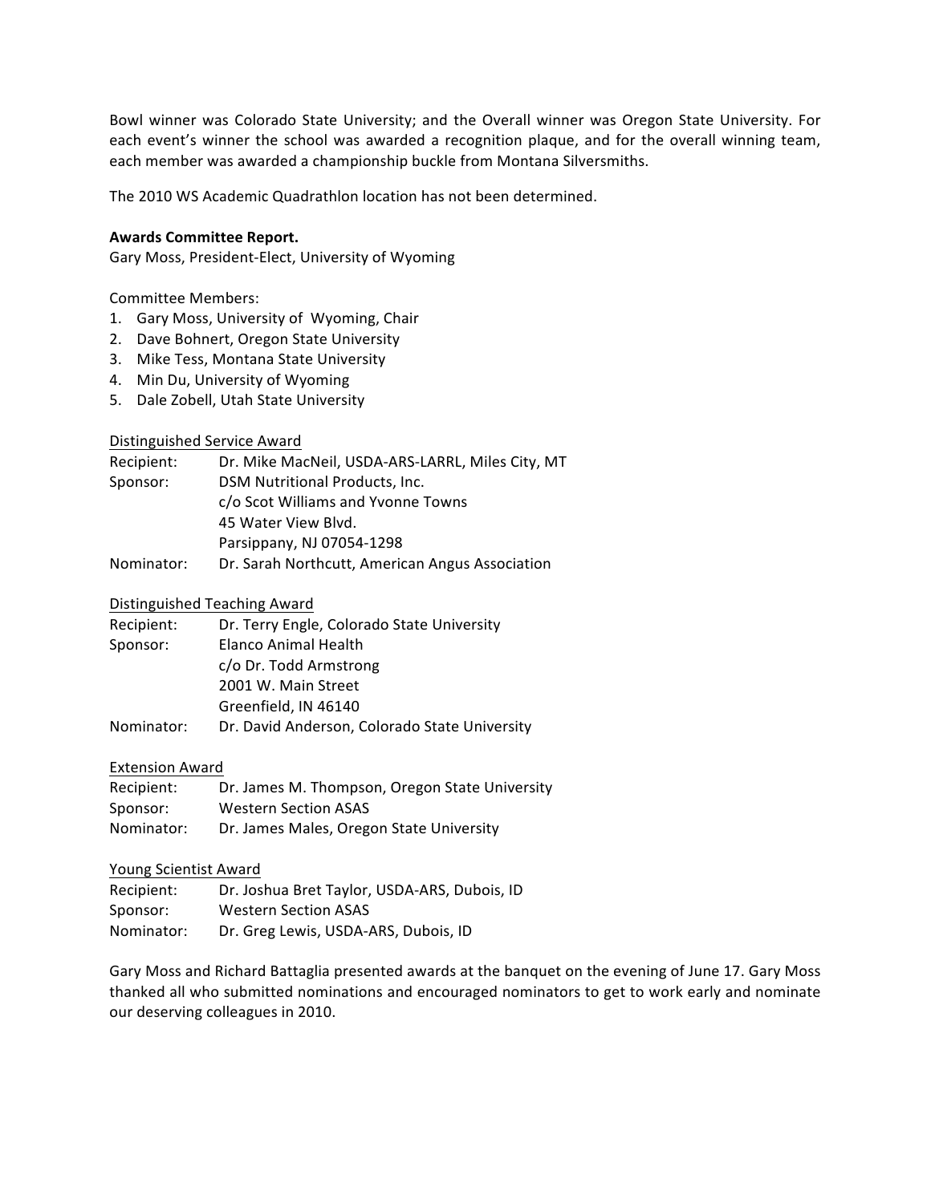Bowl winner was Colorado State University; and the Overall winner was Oregon State University. For each event's winner the school was awarded a recognition plaque, and for the overall winning team, each member was awarded a championship buckle from Montana Silversmiths.

The 2010 WS Academic Quadrathlon location has not been determined.

**Awards Committee Report.**
Gary Moss, President-Elect, University of Wyoming

Committee Members:
1. Gary Moss, University of Wyoming, Chair
2. Dave Bohnert, Oregon State University
3. Mike Tess, Montana State University
4. Min Du, University of Wyoming
5. Dale Zobell, Utah State University

Distinguished Service Award

Recipient: Dr. Mike MacNeil, USDA-ARS-LARRL, Miles City, MT
Sponsor: DSM Nutritional Products, Inc.
c/o Scot Williams and Yvonne Towns
45 Water View Blvd.
Parsippany, NJ 07054-1298
Nominator: Dr. Sarah Northcutt, American Angus Association

Distinguished Teaching Award

Recipient: Dr. Terry Engle, Colorado State University
Sponsor: Elanco Animal Health
c/o Dr. Todd Armstrong
2001 W. Main Street
Greenfield, IN 46140
Nominator: Dr. David Anderson, Colorado State University

Extension Award

Recipient: Dr. James M. Thompson, Oregon State University
Sponsor: Western Section ASAS
Nominator: Dr. James Males, Oregon State University

Young Scientist Award

Recipient: Dr. Joshua Bret Taylor, USDA-ARS, Dubois, ID
Sponsor: Western Section ASAS
Nominator: Dr. Greg Lewis, USDA-ARS, Dubois, ID

Gary Moss and Richard Battaglia presented awards at the banquet on the evening of June 17. Gary Moss thanked all who submitted nominations and encouraged nominators to get to work early and nominate our deserving colleagues in 2010.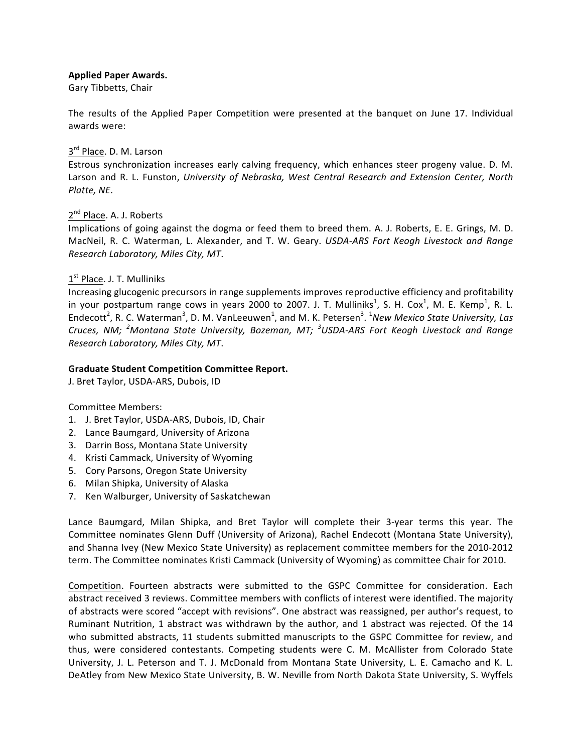**Applied Paper Awards.**
Gary Tibbetts, Chair

The results of the Applied Paper Competition were presented at the banquet on June 17. Individual awards were:

3rd Place. D. M. Larson
Estrous synchronization increases early calving frequency, which enhances steer progeny value. D. M. Larson and R. L. Funston, *University of Nebraska, West Central Research and Extension Center, North Platte, NE*.

2nd Place. A. J. Roberts
Implications of going against the dogma or feed them to breed them. A. J. Roberts, E. E. Grings, M. D. MacNeil, R. C. Waterman, L. Alexander, and T. W. Geary. *USDA-ARS Fort Keogh Livestock and Range Research Laboratory, Miles City, MT*.

1st Place. J. T. Mulliniks
Increasing glucogenic precursors in range supplements improves reproductive efficiency and profitability in your postpartum range cows in years 2000 to 2007. J. T. Mulliniks[1], S. H. Cox[1], M. E. Kemp[1], R. L. Endecott[2], R. C. Waterman[3], D. M. VanLeeuwen[1], and M. K. Petersen[3]. [1]*New Mexico State University, Las Cruces, NM;* [2]*Montana State University, Bozeman, MT;* [3]*USDA-ARS Fort Keogh Livestock and Range Research Laboratory, Miles City, MT*.

**Graduate Student Competition Committee Report.**
J. Bret Taylor, USDA-ARS, Dubois, ID

Committee Members:

1. J. Bret Taylor, USDA-ARS, Dubois, ID, Chair
2. Lance Baumgard, University of Arizona
3. Darrin Boss, Montana State University
4. Kristi Cammack, University of Wyoming
5. Cory Parsons, Oregon State University
6. Milan Shipka, University of Alaska
7. Ken Walburger, University of Saskatchewan

Lance Baumgard, Milan Shipka, and Bret Taylor will complete their 3-year terms this year. The Committee nominates Glenn Duff (University of Arizona), Rachel Endecott (Montana State University), and Shanna Ivey (New Mexico State University) as replacement committee members for the 2010-2012 term. The Committee nominates Kristi Cammack (University of Wyoming) as committee Chair for 2010.

Competition. Fourteen abstracts were submitted to the GSPC Committee for consideration. Each abstract received 3 reviews. Committee members with conflicts of interest were identified. The majority of abstracts were scored "accept with revisions". One abstract was reassigned, per author's request, to Ruminant Nutrition, 1 abstract was withdrawn by the author, and 1 abstract was rejected. Of the 14 who submitted abstracts, 11 students submitted manuscripts to the GSPC Committee for review, and thus, were considered contestants. Competing students were C. M. McAllister from Colorado State University, J. L. Peterson and T. J. McDonald from Montana State University, L. E. Camacho and K. L. DeAtley from New Mexico State University, B. W. Neville from North Dakota State University, S. Wyffels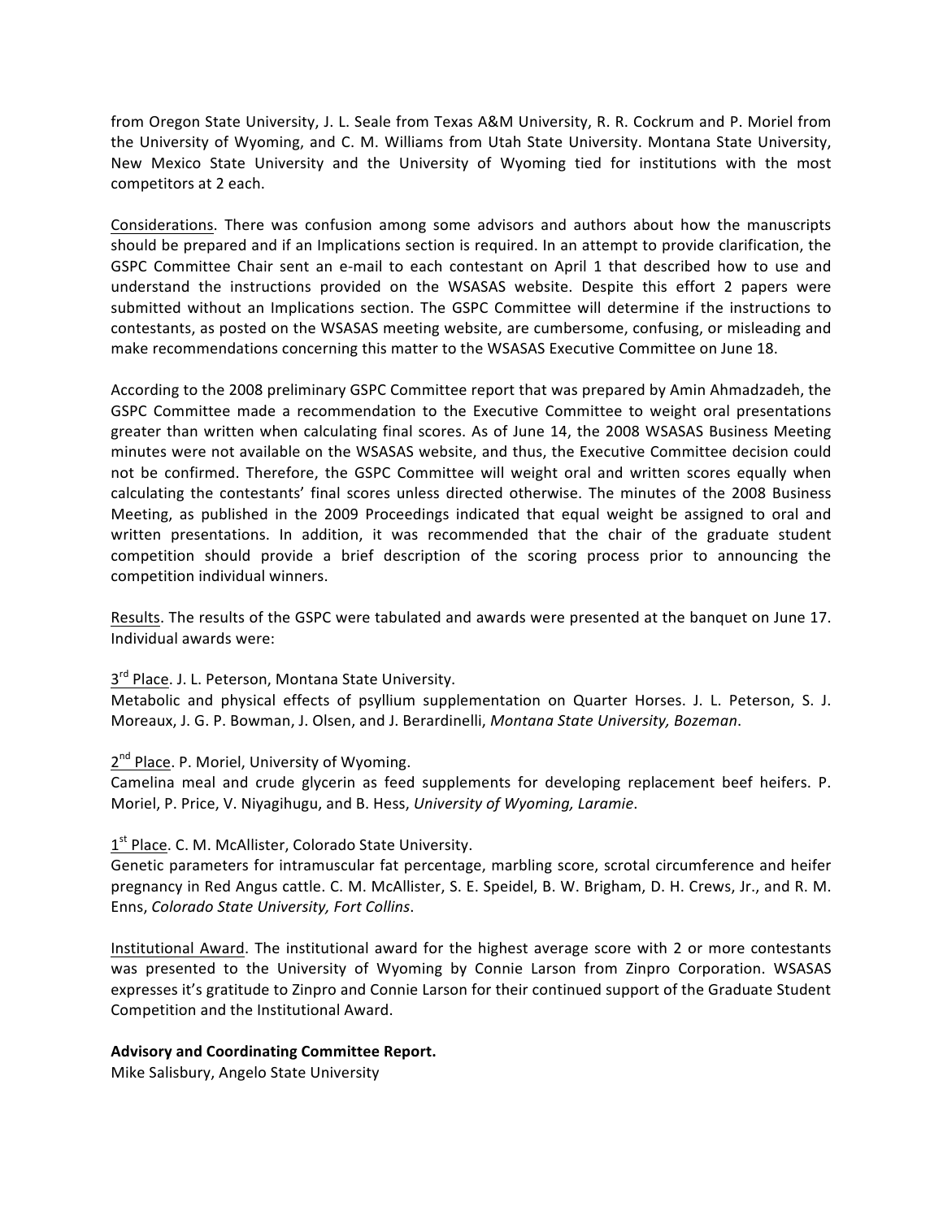from Oregon State University, J. L. Seale from Texas A&M University, R. R. Cockrum and P. Moriel from the University of Wyoming, and C. M. Williams from Utah State University. Montana State University, New Mexico State University and the University of Wyoming tied for institutions with the most competitors at 2 each.

Considerations. There was confusion among some advisors and authors about how the manuscripts should be prepared and if an Implications section is required. In an attempt to provide clarification, the GSPC Committee Chair sent an e-mail to each contestant on April 1 that described how to use and understand the instructions provided on the WSASAS website. Despite this effort 2 papers were submitted without an Implications section. The GSPC Committee will determine if the instructions to contestants, as posted on the WSASAS meeting website, are cumbersome, confusing, or misleading and make recommendations concerning this matter to the WSASAS Executive Committee on June 18.

According to the 2008 preliminary GSPC Committee report that was prepared by Amin Ahmadzadeh, the GSPC Committee made a recommendation to the Executive Committee to weight oral presentations greater than written when calculating final scores. As of June 14, the 2008 WSASAS Business Meeting minutes were not available on the WSASAS website, and thus, the Executive Committee decision could not be confirmed. Therefore, the GSPC Committee will weight oral and written scores equally when calculating the contestants' final scores unless directed otherwise. The minutes of the 2008 Business Meeting, as published in the 2009 Proceedings indicated that equal weight be assigned to oral and written presentations. In addition, it was recommended that the chair of the graduate student competition should provide a brief description of the scoring process prior to announcing the competition individual winners.

Results. The results of the GSPC were tabulated and awards were presented at the banquet on June 17. Individual awards were:

3rd Place. J. L. Peterson, Montana State University.
Metabolic and physical effects of psyllium supplementation on Quarter Horses. J. L. Peterson, S. J. Moreaux, J. G. P. Bowman, J. Olsen, and J. Berardinelli, *Montana State University, Bozeman*.

2nd Place. P. Moriel, University of Wyoming.
Camelina meal and crude glycerin as feed supplements for developing replacement beef heifers. P. Moriel, P. Price, V. Niyagihugu, and B. Hess, *University of Wyoming, Laramie*.

1st Place. C. M. McAllister, Colorado State University.
Genetic parameters for intramuscular fat percentage, marbling score, scrotal circumference and heifer pregnancy in Red Angus cattle. C. M. McAllister, S. E. Speidel, B. W. Brigham, D. H. Crews, Jr., and R. M. Enns, *Colorado State University, Fort Collins*.

Institutional Award. The institutional award for the highest average score with 2 or more contestants was presented to the University of Wyoming by Connie Larson from Zinpro Corporation. WSASAS expresses it's gratitude to Zinpro and Connie Larson for their continued support of the Graduate Student Competition and the Institutional Award.

**Advisory and Coordinating Committee Report.**
Mike Salisbury, Angelo State University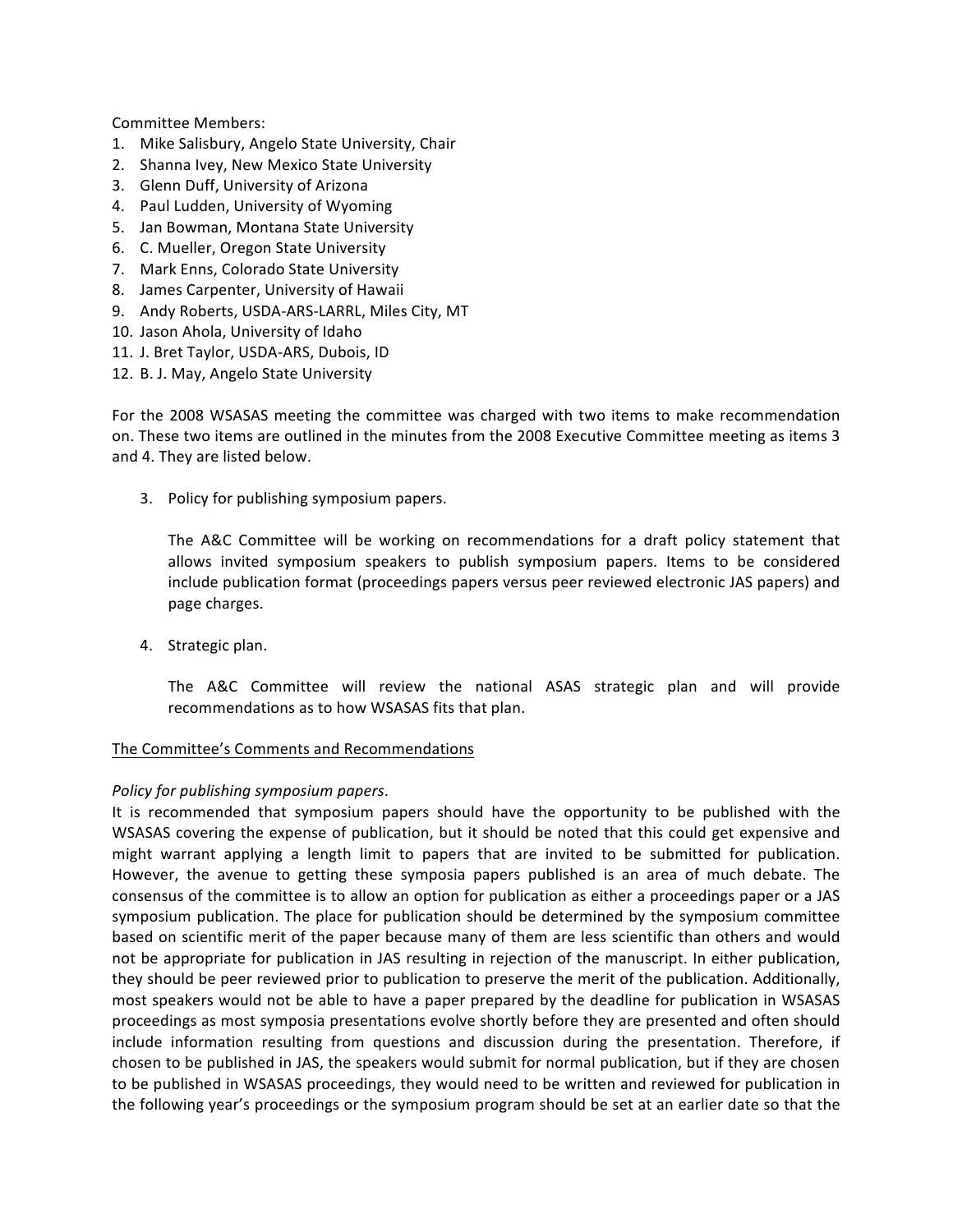Committee Members:

1. Mike Salisbury, Angelo State University, Chair
2. Shanna Ivey, New Mexico State University
3. Glenn Duff, University of Arizona
4. Paul Ludden, University of Wyoming
5. Jan Bowman, Montana State University
6. C. Mueller, Oregon State University
7. Mark Enns, Colorado State University
8. James Carpenter, University of Hawaii
9. Andy Roberts, USDA-ARS-LARRL, Miles City, MT
10. Jason Ahola, University of Idaho
11. J. Bret Taylor, USDA-ARS, Dubois, ID
12. B. J. May, Angelo State University

For the 2008 WSASAS meeting the committee was charged with two items to make recommendation on. These two items are outlined in the minutes from the 2008 Executive Committee meeting as items 3 and 4. They are listed below.

3. Policy for publishing symposium papers.

   The A&C Committee will be working on recommendations for a draft policy statement that allows invited symposium speakers to publish symposium papers. Items to be considered include publication format (proceedings papers versus peer reviewed electronic JAS papers) and page charges.

4. Strategic plan.

   The A&C Committee will review the national ASAS strategic plan and will provide recommendations as to how WSASAS fits that plan.

<u>The Committee's Comments and Recommendations</u>

*Policy for publishing symposium papers.*

It is recommended that symposium papers should have the opportunity to be published with the WSASAS covering the expense of publication, but it should be noted that this could get expensive and might warrant applying a length limit to papers that are invited to be submitted for publication. However, the avenue to getting these symposia papers published is an area of much debate. The consensus of the committee is to allow an option for publication as either a proceedings paper or a JAS symposium publication. The place for publication should be determined by the symposium committee based on scientific merit of the paper because many of them are less scientific than others and would not be appropriate for publication in JAS resulting in rejection of the manuscript. In either publication, they should be peer reviewed prior to publication to preserve the merit of the publication. Additionally, most speakers would not be able to have a paper prepared by the deadline for publication in WSASAS proceedings as most symposia presentations evolve shortly before they are presented and often should include information resulting from questions and discussion during the presentation. Therefore, if chosen to be published in JAS, the speakers would submit for normal publication, but if they are chosen to be published in WSASAS proceedings, they would need to be written and reviewed for publication in the following year's proceedings or the symposium program should be set at an earlier date so that the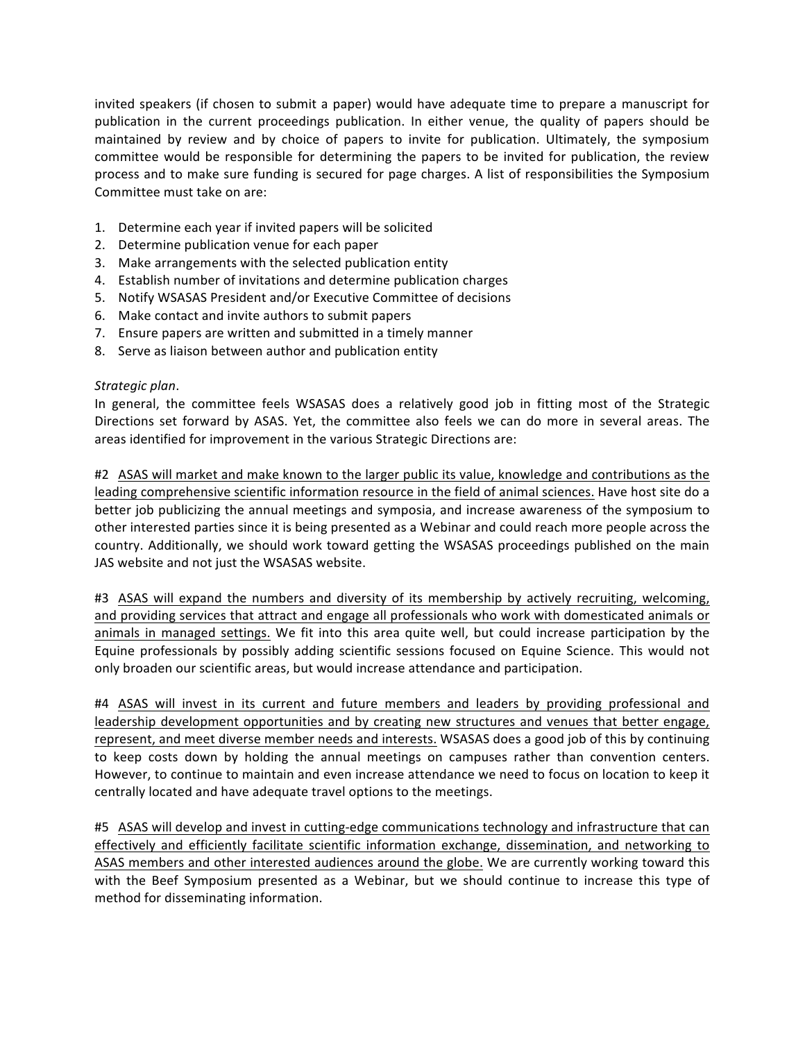invited speakers (if chosen to submit a paper) would have adequate time to prepare a manuscript for publication in the current proceedings publication. In either venue, the quality of papers should be maintained by review and by choice of papers to invite for publication. Ultimately, the symposium committee would be responsible for determining the papers to be invited for publication, the review process and to make sure funding is secured for page charges. A list of responsibilities the Symposium Committee must take on are:

1. Determine each year if invited papers will be solicited
2. Determine publication venue for each paper
3. Make arrangements with the selected publication entity
4. Establish number of invitations and determine publication charges
5. Notify WSASAS President and/or Executive Committee of decisions
6. Make contact and invite authors to submit papers
7. Ensure papers are written and submitted in a timely manner
8. Serve as liaison between author and publication entity

*Strategic plan*.

In general, the committee feels WSASAS does a relatively good job in fitting most of the Strategic Directions set forward by ASAS. Yet, the committee also feels we can do more in several areas. The areas identified for improvement in the various Strategic Directions are:

#2 <u>ASAS will market and make known to the larger public its value, knowledge and contributions as the leading comprehensive scientific information resource in the field of animal sciences.</u> Have host site do a better job publicizing the annual meetings and symposia, and increase awareness of the symposium to other interested parties since it is being presented as a Webinar and could reach more people across the country. Additionally, we should work toward getting the WSASAS proceedings published on the main JAS website and not just the WSASAS website.

#3 <u>ASAS will expand the numbers and diversity of its membership by actively recruiting, welcoming, and providing services that attract and engage all professionals who work with domesticated animals or animals in managed settings.</u> We fit into this area quite well, but could increase participation by the Equine professionals by possibly adding scientific sessions focused on Equine Science. This would not only broaden our scientific areas, but would increase attendance and participation.

#4 <u>ASAS will invest in its current and future members and leaders by providing professional and leadership development opportunities and by creating new structures and venues that better engage, represent, and meet diverse member needs and interests.</u> WSASAS does a good job of this by continuing to keep costs down by holding the annual meetings on campuses rather than convention centers. However, to continue to maintain and even increase attendance we need to focus on location to keep it centrally located and have adequate travel options to the meetings.

#5 <u>ASAS will develop and invest in cutting-edge communications technology and infrastructure that can effectively and efficiently facilitate scientific information exchange, dissemination, and networking to ASAS members and other interested audiences around the globe.</u> We are currently working toward this with the Beef Symposium presented as a Webinar, but we should continue to increase this type of method for disseminating information.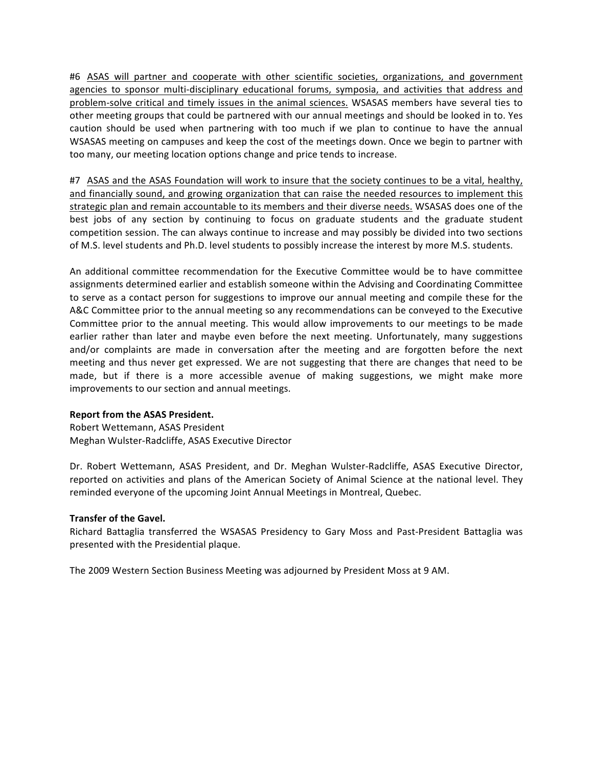#6 <u>ASAS will partner and cooperate with other scientific societies, organizations, and government agencies to sponsor multi-disciplinary educational forums, symposia, and activities that address and problem-solve critical and timely issues in the animal sciences.</u> WSASAS members have several ties to other meeting groups that could be partnered with our annual meetings and should be looked in to. Yes caution should be used when partnering with too much if we plan to continue to have the annual WSASAS meeting on campuses and keep the cost of the meetings down. Once we begin to partner with too many, our meeting location options change and price tends to increase.

#7 <u>ASAS and the ASAS Foundation will work to insure that the society continues to be a vital, healthy, and financially sound, and growing organization that can raise the needed resources to implement this strategic plan and remain accountable to its members and their diverse needs.</u> WSASAS does one of the best jobs of any section by continuing to focus on graduate students and the graduate student competition session. The can always continue to increase and may possibly be divided into two sections of M.S. level students and Ph.D. level students to possibly increase the interest by more M.S. students.

An additional committee recommendation for the Executive Committee would be to have committee assignments determined earlier and establish someone within the Advising and Coordinating Committee to serve as a contact person for suggestions to improve our annual meeting and compile these for the A&C Committee prior to the annual meeting so any recommendations can be conveyed to the Executive Committee prior to the annual meeting. This would allow improvements to our meetings to be made earlier rather than later and maybe even before the next meeting. Unfortunately, many suggestions and/or complaints are made in conversation after the meeting and are forgotten before the next meeting and thus never get expressed. We are not suggesting that there are changes that need to be made, but if there is a more accessible avenue of making suggestions, we might make more improvements to our section and annual meetings.

**Report from the ASAS President.**
Robert Wettemann, ASAS President
Meghan Wulster-Radcliffe, ASAS Executive Director

Dr. Robert Wettemann, ASAS President, and Dr. Meghan Wulster-Radcliffe, ASAS Executive Director, reported on activities and plans of the American Society of Animal Science at the national level. They reminded everyone of the upcoming Joint Annual Meetings in Montreal, Quebec.

**Transfer of the Gavel.**
Richard Battaglia transferred the WSASAS Presidency to Gary Moss and Past-President Battaglia was presented with the Presidential plaque.

The 2009 Western Section Business Meeting was adjourned by President Moss at 9 AM.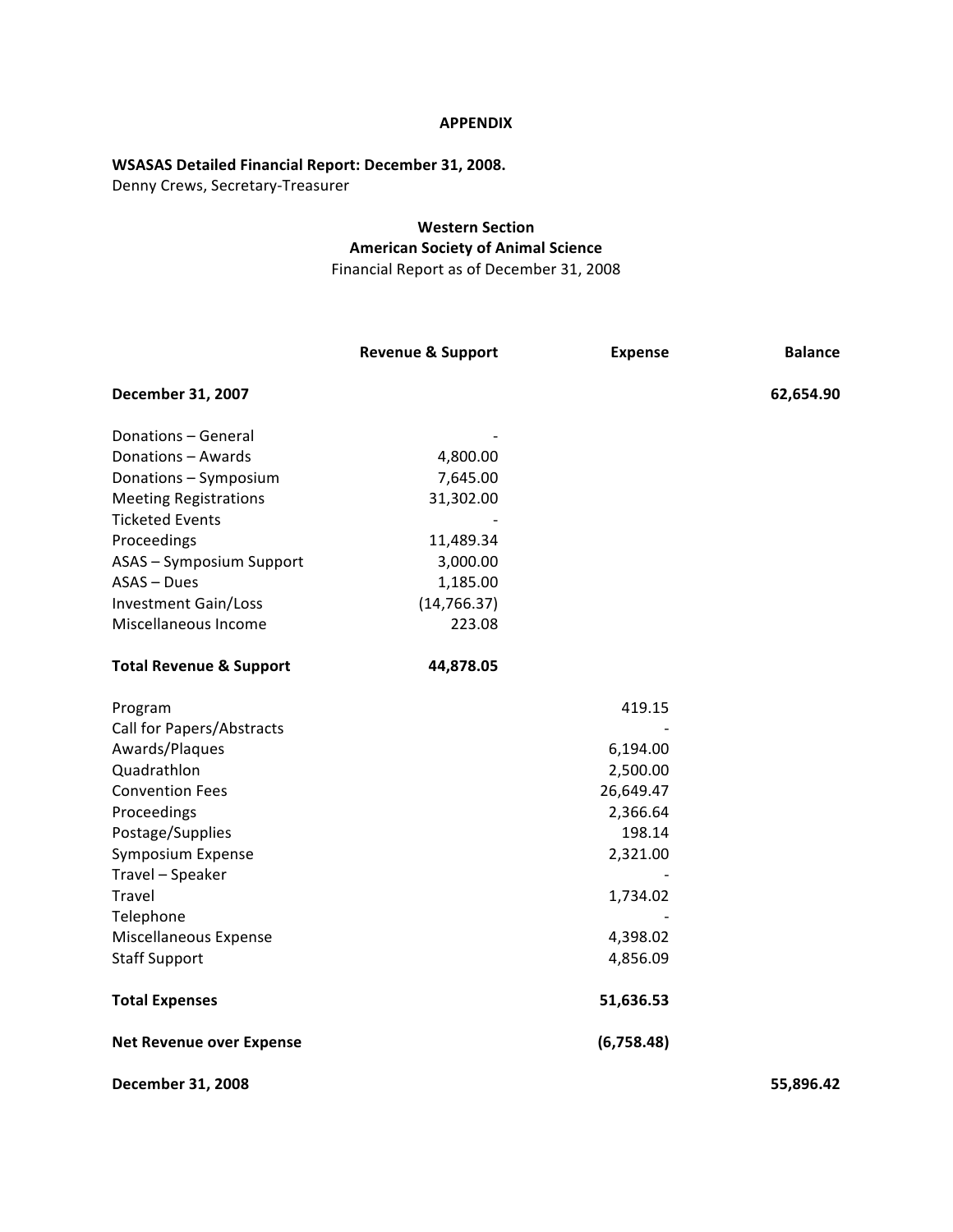**APPENDIX**

**WSASAS Detailed Financial Report: December 31, 2008.**
Denny Crews, Secretary-Treasurer

**Western Section**
**American Society of Animal Science**
Financial Report as of December 31, 2008

| | Revenue & Support | Expense | Balance |
|---|---|---|---|
| **December 31, 2007** | | | **62,654.90** |
| Donations – General | - | | |
| Donations – Awards | 4,800.00 | | |
| Donations – Symposium | 7,645.00 | | |
| Meeting Registrations | 31,302.00 | | |
| Ticketed Events | - | | |
| Proceedings | 11,489.34 | | |
| ASAS – Symposium Support | 3,000.00 | | |
| ASAS – Dues | 1,185.00 | | |
| Investment Gain/Loss | (14,766.37) | | |
| Miscellaneous Income | 223.08 | | |
| **Total Revenue & Support** | **44,878.05** | | |
| Program | | 419.15 | |
| Call for Papers/Abstracts | | - | |
| Awards/Plaques | | 6,194.00 | |
| Quadrathlon | | 2,500.00 | |
| Convention Fees | | 26,649.47 | |
| Proceedings | | 2,366.64 | |
| Postage/Supplies | | 198.14 | |
| Symposium Expense | | 2,321.00 | |
| Travel – Speaker | | - | |
| Travel | | 1,734.02 | |
| Telephone | | - | |
| Miscellaneous Expense | | 4,398.02 | |
| Staff Support | | 4,856.09 | |
| **Total Expenses** | | **51,636.53** | |
| **Net Revenue over Expense** | | **(6,758.48)** | |
| **December 31, 2008** | | | **55,896.42** |